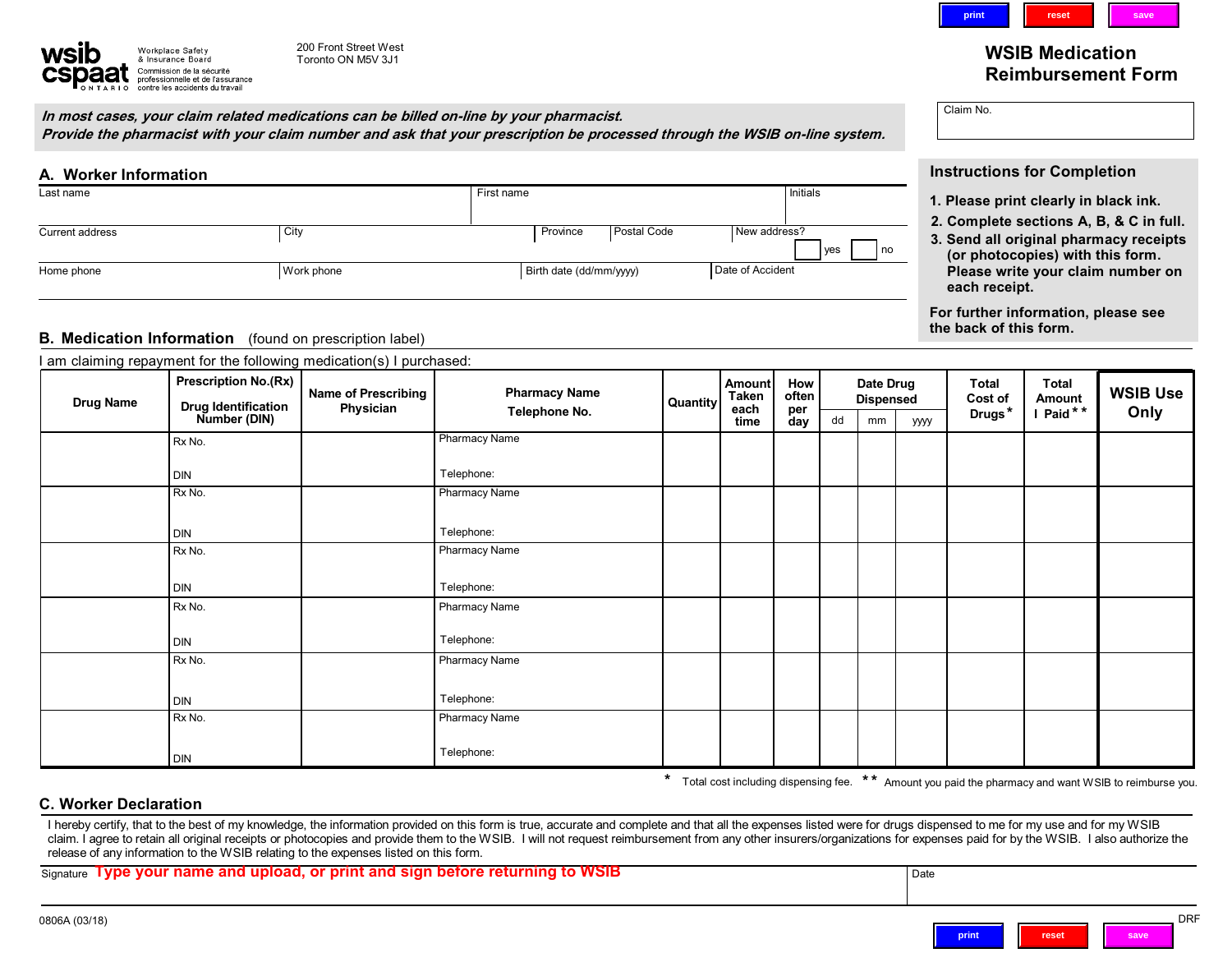print reset save

wsib cspaat ONTARIO — Workplace Safety & Insurance Board / Commission de la sécurité professionnelle et de l'assurance contre les accidents du travail

200 Front Street West
Toronto ON M5V 3J1

# WSIB Medication Reimbursement Form

Claim No.

***In most cases, your claim related medications can be billed on-line by your pharmacist.***
***Provide the pharmacist with your claim number and ask that your prescription be processed through the WSIB on-line system.***

## Instructions for Completion

**1. Please print clearly in black ink.**
**2. Complete sections A, B, & C in full.**
**3. Send all original pharmacy receipts (or photocopies) with this form. Please write your claim number on each receipt.**

**For further information, please see the back of this form.**

## A. Worker Information

| Last name | | First name | | Initials |
|---|---|---|---|---|
| Current address | City | Province | Postal Code | New address? yes / no |
| Home phone | Work phone | Birth date (dd/mm/yyyy) | Date of Accident | |

## B. Medication Information (found on prescription label)

I am claiming repayment for the following medication(s) I purchased:

| Drug Name | Prescription No.(Rx) Drug Identification Number (DIN) | Name of Prescribing Physician | Pharmacy Name Telephone No. | Quantity | Amount Taken each time | How often per day | Date Drug Dispensed | | | Total Cost of Drugs * | Total Amount I Paid ** | WSIB Use Only |
|---|---|---|---|---|---|---|---|---|---|---|---|---|
| | | | | | | | dd | mm | yyyy | | | |
| | Rx No. DIN | | Pharmacy Name Telephone: | | | | | | | | | |
| | Rx No. DIN | | Pharmacy Name Telephone: | | | | | | | | | |
| | Rx No. DIN | | Pharmacy Name Telephone: | | | | | | | | | |
| | Rx No. DIN | | Pharmacy Name Telephone: | | | | | | | | | |
| | Rx No. DIN | | Pharmacy Name Telephone: | | | | | | | | | |
| | Rx No. DIN | | Pharmacy Name Telephone: | | | | | | | | | |

\* Total cost including dispensing fee. \*\* Amount you paid the pharmacy and want WSIB to reimburse you.

## C. Worker Declaration

I hereby certify, that to the best of my knowledge, the information provided on this form is true, accurate and complete and that all the expenses listed were for drugs dispensed to me for my use and for my WSIB claim. I agree to retain all original receipts or photocopies and provide them to the WSIB. I will not request reimbursement from any other insurers/organizations for expenses paid for by the WSIB. I also authorize the release of any information to the WSIB relating to the expenses listed on this form.

| Signature **Type your name and upload, or print and sign before returning to WSIB** | Date |
|---|---|

0806A (03/18)

DRF

print reset save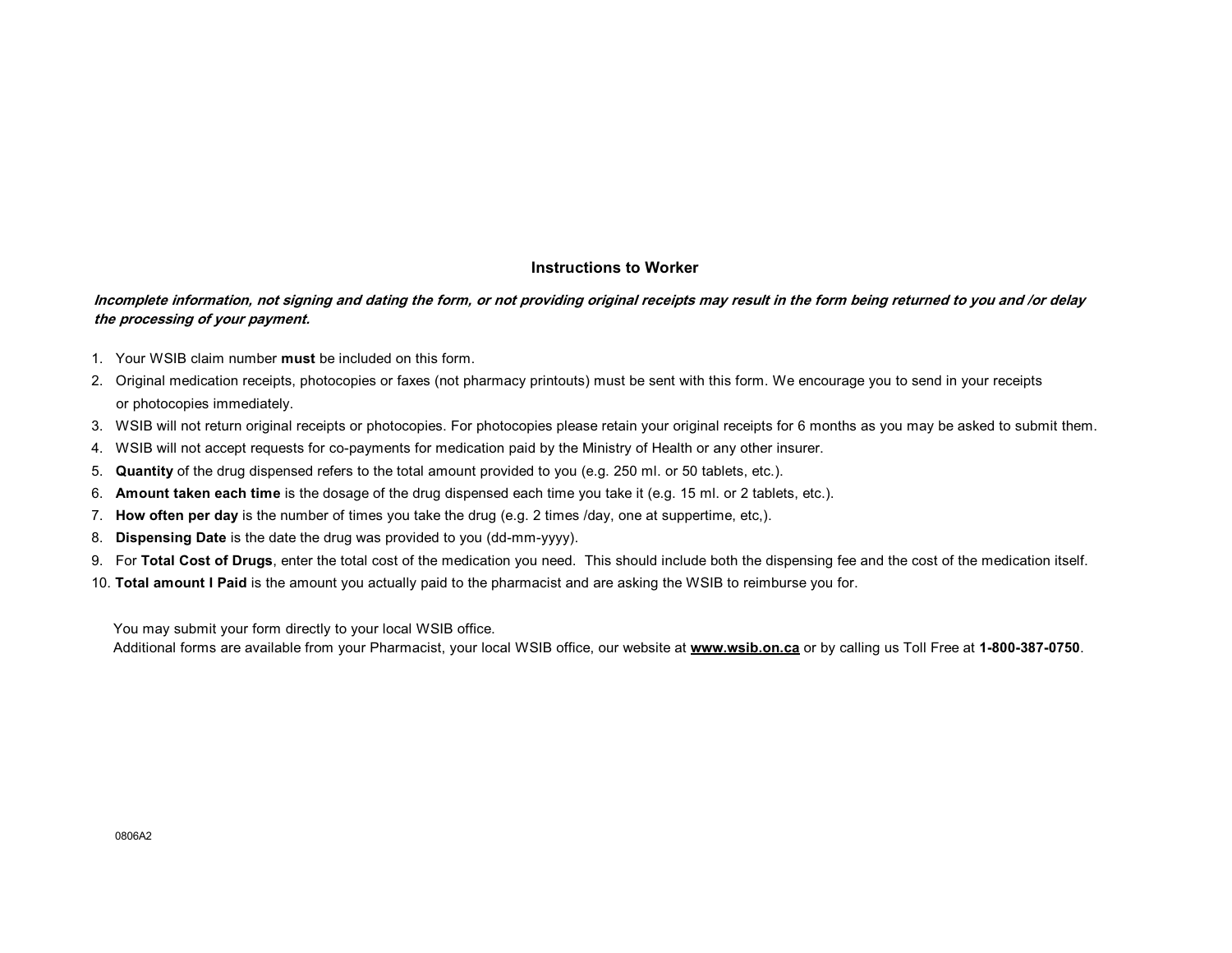## Instructions to Worker

***Incomplete information, not signing and dating the form, or not providing original receipts may result in the form being returned to you and /or delay the processing of your payment.***

1. Your WSIB claim number **must** be included on this form.
2. Original medication receipts, photocopies or faxes (not pharmacy printouts) must be sent with this form. We encourage you to send in your receipts or photocopies immediately.
3. WSIB will not return original receipts or photocopies. For photocopies please retain your original receipts for 6 months as you may be asked to submit them.
4. WSIB will not accept requests for co-payments for medication paid by the Ministry of Health or any other insurer.
5. **Quantity** of the drug dispensed refers to the total amount provided to you (e.g. 250 ml. or 50 tablets, etc.).
6. **Amount taken each time** is the dosage of the drug dispensed each time you take it (e.g. 15 ml. or 2 tablets, etc.).
7. **How often per day** is the number of times you take the drug (e.g. 2 times /day, one at suppertime, etc,).
8. **Dispensing Date** is the date the drug was provided to you (dd-mm-yyyy).
9. For **Total Cost of Drugs**, enter the total cost of the medication you need. This should include both the dispensing fee and the cost of the medication itself.
10. **Total amount I Paid** is the amount you actually paid to the pharmacist and are asking the WSIB to reimburse you for.

You may submit your form directly to your local WSIB office.
Additional forms are available from your Pharmacist, your local WSIB office, our website at **www.wsib.on.ca** or by calling us Toll Free at **1-800-387-0750**.

0806A2